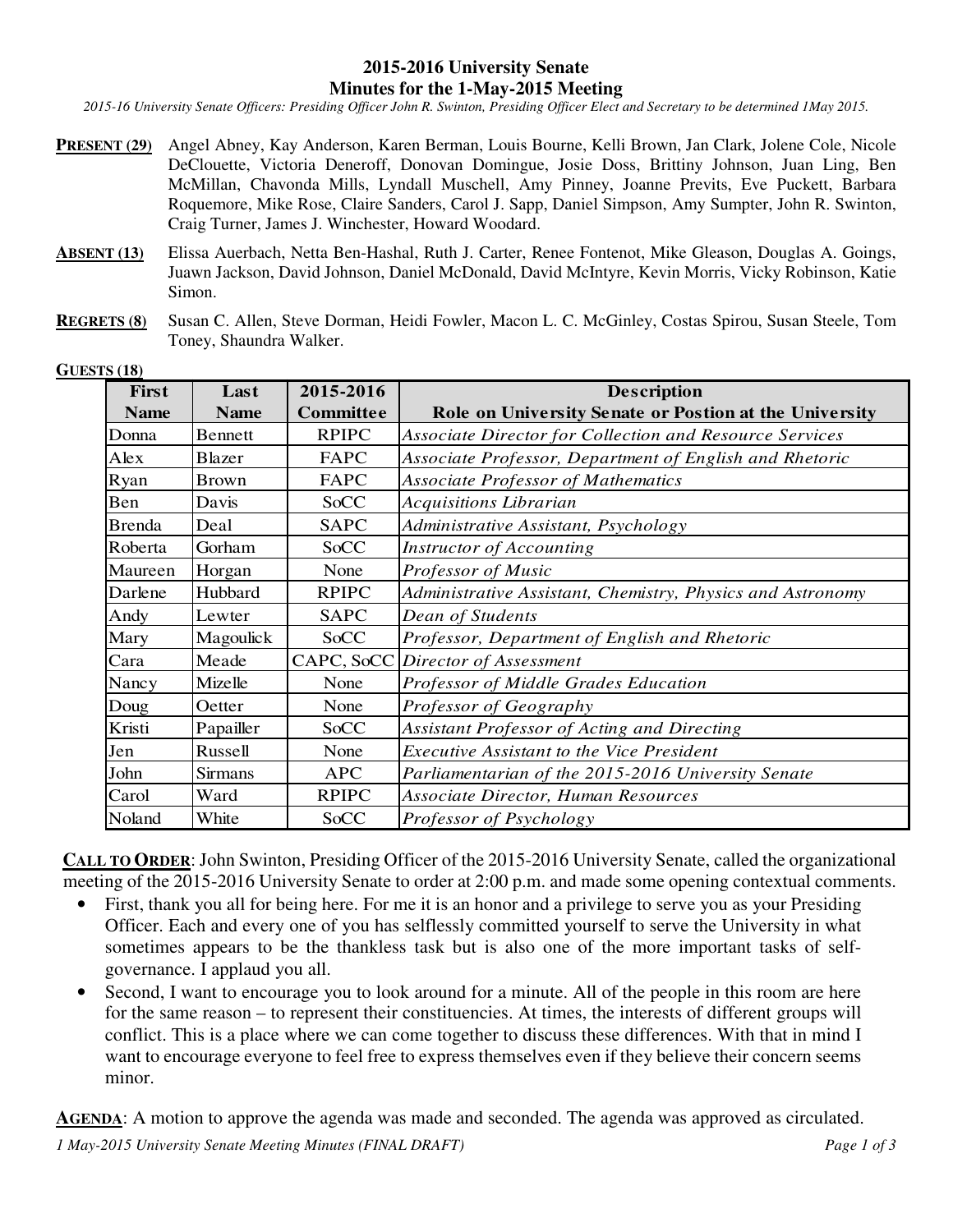# 2015-2016 University Senate
## Minutes for the 1-May-2015 Meeting

*2015-16 University Senate Officers: Presiding Officer John R. Swinton, Presiding Officer Elect and Secretary to be determined 1May 2015.*

**PRESENT (29)** Angel Abney, Kay Anderson, Karen Berman, Louis Bourne, Kelli Brown, Jan Clark, Jolene Cole, Nicole DeClouette, Victoria Deneroff, Donovan Domingue, Josie Doss, Brittiny Johnson, Juan Ling, Ben McMillan, Chavonda Mills, Lyndall Muschell, Amy Pinney, Joanne Previts, Eve Puckett, Barbara Roquemore, Mike Rose, Claire Sanders, Carol J. Sapp, Daniel Simpson, Amy Sumpter, John R. Swinton, Craig Turner, James J. Winchester, Howard Woodard.

**ABSENT (13)** Elissa Auerbach, Netta Ben-Hashal, Ruth J. Carter, Renee Fontenot, Mike Gleason, Douglas A. Goings, Juawn Jackson, David Johnson, Daniel McDonald, David McIntyre, Kevin Morris, Vicky Robinson, Katie Simon.

**REGRETS (8)** Susan C. Allen, Steve Dorman, Heidi Fowler, Macon L. C. McGinley, Costas Spirou, Susan Steele, Tom Toney, Shaundra Walker.

**GUESTS (18)**

| First Name | Last Name | 2015-2016 Committee | Description<br>Role on University Senate or Postion at the University |
|---|---|---|---|
| Donna | Bennett | RPIPC | *Associate Director for Collection and Resource Services* |
| Alex | Blazer | FAPC | *Associate Professor, Department of English and Rhetoric* |
| Ryan | Brown | FAPC | *Associate Professor of Mathematics* |
| Ben | Davis | SoCC | *Acquisitions Librarian* |
| Brenda | Deal | SAPC | *Administrative Assistant, Psychology* |
| Roberta | Gorham | SoCC | *Instructor of Accounting* |
| Maureen | Horgan | None | *Professor of Music* |
| Darlene | Hubbard | RPIPC | *Administrative Assistant, Chemistry, Physics and Astronomy* |
| Andy | Lewter | SAPC | *Dean of Students* |
| Mary | Magoulick | SoCC | *Professor, Department of English and Rhetoric* |
| Cara | Meade | CAPC, SoCC | *Director of Assessment* |
| Nancy | Mizelle | None | *Professor of Middle Grades Education* |
| Doug | Oetter | None | *Professor of Geography* |
| Kristi | Papailler | SoCC | *Assistant Professor of Acting and Directing* |
| Jen | Russell | None | *Executive Assistant to the Vice President* |
| John | Sirmans | APC | *Parliamentarian of the 2015-2016 University Senate* |
| Carol | Ward | RPIPC | *Associate Director, Human Resources* |
| Noland | White | SoCC | *Professor of Psychology* |

**CALL TO ORDER**: John Swinton, Presiding Officer of the 2015-2016 University Senate, called the organizational meeting of the 2015-2016 University Senate to order at 2:00 p.m. and made some opening contextual comments.

- First, thank you all for being here. For me it is an honor and a privilege to serve you as your Presiding Officer. Each and every one of you has selflessly committed yourself to serve the University in what sometimes appears to be the thankless task but is also one of the more important tasks of self-governance. I applaud you all.
- Second, I want to encourage you to look around for a minute. All of the people in this room are here for the same reason – to represent their constituencies. At times, the interests of different groups will conflict. This is a place where we can come together to discuss these differences. With that in mind I want to encourage everyone to feel free to express themselves even if they believe their concern seems minor.

**AGENDA**: A motion to approve the agenda was made and seconded. The agenda was approved as circulated.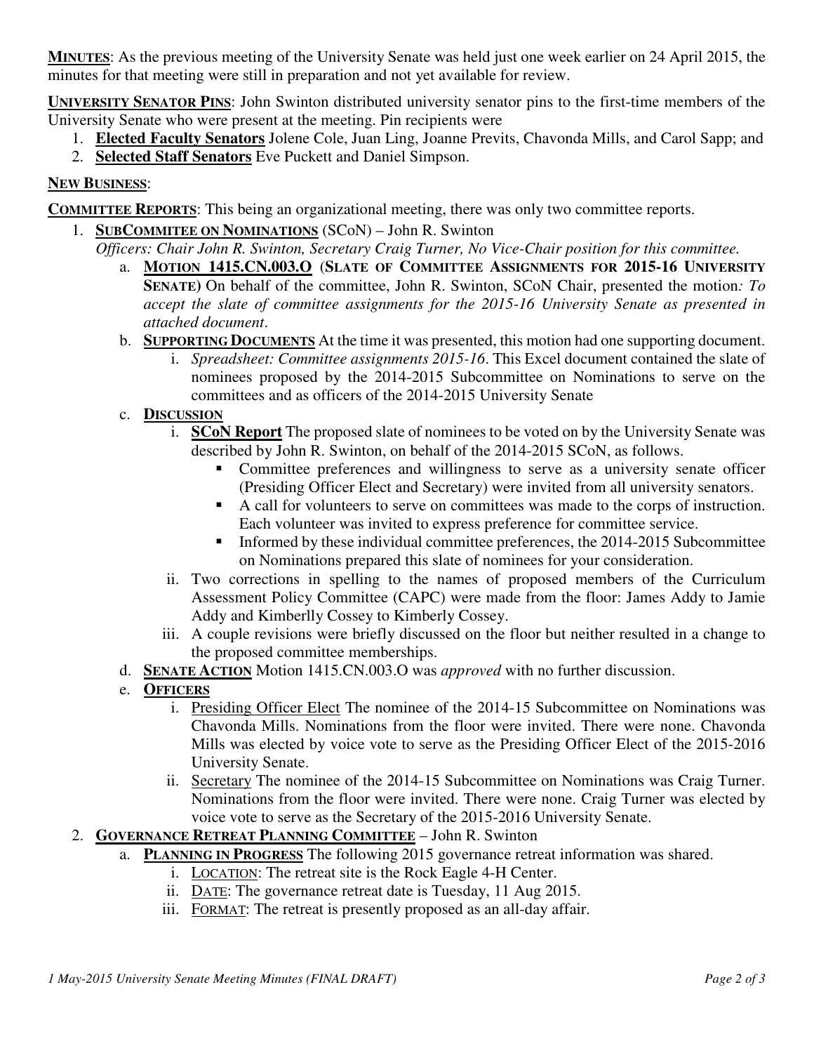**MINUTES**: As the previous meeting of the University Senate was held just one week earlier on 24 April 2015, the minutes for that meeting were still in preparation and not yet available for review.

**UNIVERSITY SENATOR PINS**: John Swinton distributed university senator pins to the first-time members of the University Senate who were present at the meeting. Pin recipients were

1. **Elected Faculty Senators** Jolene Cole, Juan Ling, Joanne Previts, Chavonda Mills, and Carol Sapp; and
2. **Selected Staff Senators** Eve Puckett and Daniel Simpson.

**NEW BUSINESS**:

**COMMITTEE REPORTS**: This being an organizational meeting, there was only two committee reports.

1. **SUBCOMMITEE ON NOMINATIONS** (SCoN) – John R. Swinton
   *Officers: Chair John R. Swinton, Secretary Craig Turner, No Vice-Chair position for this committee.*
   a. **MOTION 1415.CN.003.O** (**SLATE OF COMMITTEE ASSIGNMENTS FOR 2015-16 UNIVERSITY SENATE)** On behalf of the committee, John R. Swinton, SCoN Chair, presented the motion*: To accept the slate of committee assignments for the 2015-16 University Senate as presented in attached document*.
   b. **SUPPORTING DOCUMENTS** At the time it was presented, this motion had one supporting document.
      i. *Spreadsheet: Committee assignments 2015-16*. This Excel document contained the slate of nominees proposed by the 2014-2015 Subcommittee on Nominations to serve on the committees and as officers of the 2014-2015 University Senate
   c. **DISCUSSION**
      i. **SCoN Report** The proposed slate of nominees to be voted on by the University Senate was described by John R. Swinton, on behalf of the 2014-2015 SCoN, as follows.
         - Committee preferences and willingness to serve as a university senate officer (Presiding Officer Elect and Secretary) were invited from all university senators.
         - A call for volunteers to serve on committees was made to the corps of instruction. Each volunteer was invited to express preference for committee service.
         - Informed by these individual committee preferences, the 2014-2015 Subcommittee on Nominations prepared this slate of nominees for your consideration.
      ii. Two corrections in spelling to the names of proposed members of the Curriculum Assessment Policy Committee (CAPC) were made from the floor: James Addy to Jamie Addy and Kimberlly Cossey to Kimberly Cossey.
      iii. A couple revisions were briefly discussed on the floor but neither resulted in a change to the proposed committee memberships.
   d. **SENATE ACTION** Motion 1415.CN.003.O was *approved* with no further discussion.
   e. **OFFICERS**
      i. Presiding Officer Elect The nominee of the 2014-15 Subcommittee on Nominations was Chavonda Mills. Nominations from the floor were invited. There were none. Chavonda Mills was elected by voice vote to serve as the Presiding Officer Elect of the 2015-2016 University Senate.
      ii. Secretary The nominee of the 2014-15 Subcommittee on Nominations was Craig Turner. Nominations from the floor were invited. There were none. Craig Turner was elected by voice vote to serve as the Secretary of the 2015-2016 University Senate.
2. **GOVERNANCE RETREAT PLANNING COMMITTEE** – John R. Swinton
   a. **PLANNING IN PROGRESS** The following 2015 governance retreat information was shared.
      i. LOCATION: The retreat site is the Rock Eagle 4-H Center.
      ii. DATE: The governance retreat date is Tuesday, 11 Aug 2015.
      iii. FORMAT: The retreat is presently proposed as an all-day affair.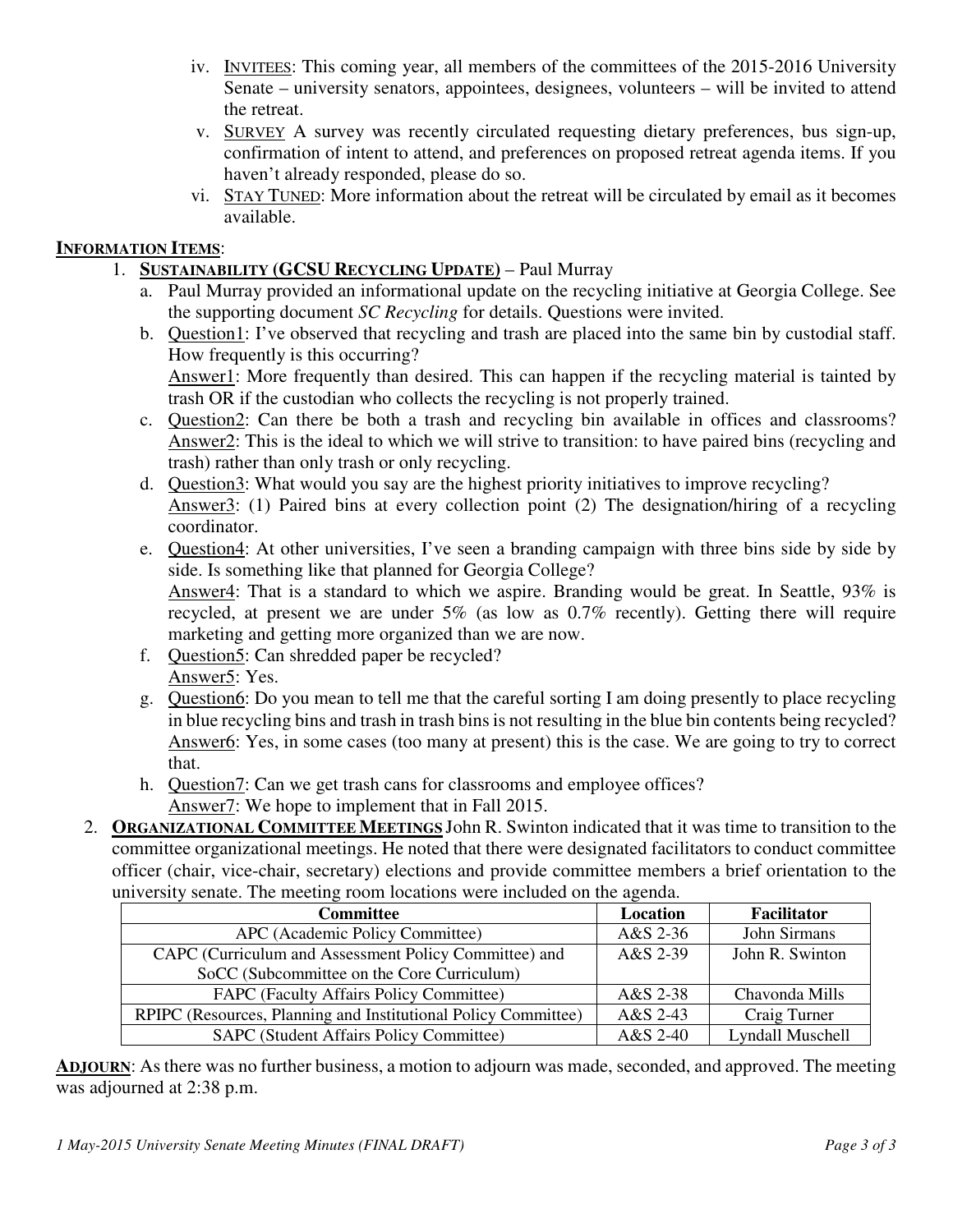iv. INVITEES: This coming year, all members of the committees of the 2015-2016 University Senate – university senators, appointees, designees, volunteers – will be invited to attend the retreat.

v. SURVEY A survey was recently circulated requesting dietary preferences, bus sign-up, confirmation of intent to attend, and preferences on proposed retreat agenda items. If you haven't already responded, please do so.

vi. STAY TUNED: More information about the retreat will be circulated by email as it becomes available.

**INFORMATION ITEMS**:

1. **SUSTAINABILITY (GCSU RECYCLING UPDATE)** – Paul Murray
   a. Paul Murray provided an informational update on the recycling initiative at Georgia College. See the supporting document *SC Recycling* for details. Questions were invited.
   b. Question1: I've observed that recycling and trash are placed into the same bin by custodial staff. How frequently is this occurring?
   Answer1: More frequently than desired. This can happen if the recycling material is tainted by trash OR if the custodian who collects the recycling is not properly trained.
   c. Question2: Can there be both a trash and recycling bin available in offices and classrooms?
   Answer2: This is the ideal to which we will strive to transition: to have paired bins (recycling and trash) rather than only trash or only recycling.
   d. Question3: What would you say are the highest priority initiatives to improve recycling?
   Answer3: (1) Paired bins at every collection point (2) The designation/hiring of a recycling coordinator.
   e. Question4: At other universities, I've seen a branding campaign with three bins side by side by side. Is something like that planned for Georgia College?
   Answer4: That is a standard to which we aspire. Branding would be great. In Seattle, 93% is recycled, at present we are under 5% (as low as 0.7% recently). Getting there will require marketing and getting more organized than we are now.
   f. Question5: Can shredded paper be recycled?
   Answer5: Yes.
   g. Question6: Do you mean to tell me that the careful sorting I am doing presently to place recycling in blue recycling bins and trash in trash bins is not resulting in the blue bin contents being recycled?
   Answer6: Yes, in some cases (too many at present) this is the case. We are going to try to correct that.
   h. Question7: Can we get trash cans for classrooms and employee offices?
   Answer7: We hope to implement that in Fall 2015.
2. **ORGANIZATIONAL COMMITTEE MEETINGS** John R. Swinton indicated that it was time to transition to the committee organizational meetings. He noted that there were designated facilitators to conduct committee officer (chair, vice-chair, secretary) elections and provide committee members a brief orientation to the university senate. The meeting room locations were included on the agenda.

| Committee | Location | Facilitator |
|---|---|---|
| APC (Academic Policy Committee) | A&S 2-36 | John Sirmans |
| CAPC (Curriculum and Assessment Policy Committee) and SoCC (Subcommittee on the Core Curriculum) | A&S 2-39 | John R. Swinton |
| FAPC (Faculty Affairs Policy Committee) | A&S 2-38 | Chavonda Mills |
| RPIPC (Resources, Planning and Institutional Policy Committee) | A&S 2-43 | Craig Turner |
| SAPC (Student Affairs Policy Committee) | A&S 2-40 | Lyndall Muschell |

**ADJOURN**: As there was no further business, a motion to adjourn was made, seconded, and approved. The meeting was adjourned at 2:38 p.m.